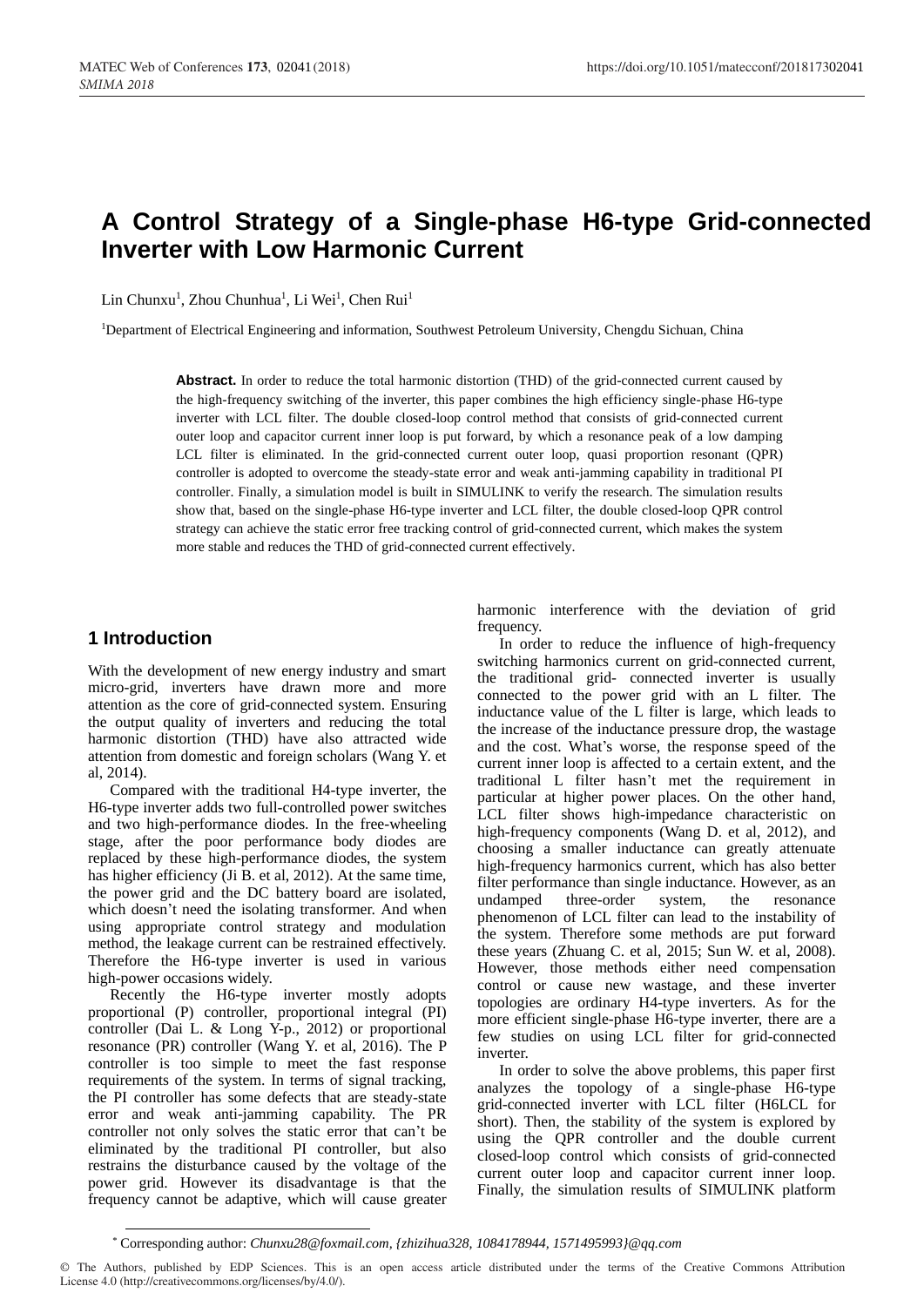# A Control Strategy of a Single-phase H6-type Grid-connected Inverter with Low Harmonic Current

Lin Chunxu[1], Zhou Chunhua[1], Li Wei[1], Chen Rui[1]

[1]Department of Electrical Engineering and information, Southwest Petroleum University, Chengdu Sichuan, China

**Abstract.** In order to reduce the total harmonic distortion (THD) of the grid-connected current caused by the high-frequency switching of the inverter, this paper combines the high efficiency single-phase H6-type inverter with LCL filter. The double closed-loop control method that consists of grid-connected current outer loop and capacitor current inner loop is put forward, by which a resonance peak of a low damping LCL filter is eliminated. In the grid-connected current outer loop, quasi proportion resonant (QPR) controller is adopted to overcome the steady-state error and weak anti-jamming capability in traditional PI controller. Finally, a simulation model is built in SIMULINK to verify the research. The simulation results show that, based on the single-phase H6-type inverter and LCL filter, the double closed-loop QPR control strategy can achieve the static error free tracking control of grid-connected current, which makes the system more stable and reduces the THD of grid-connected current effectively.

## 1 Introduction

With the development of new energy industry and smart micro-grid, inverters have drawn more and more attention as the core of grid-connected system. Ensuring the output quality of inverters and reducing the total harmonic distortion (THD) have also attracted wide attention from domestic and foreign scholars (Wang Y. et al, 2014).

Compared with the traditional H4-type inverter, the H6-type inverter adds two full-controlled power switches and two high-performance diodes. In the free-wheeling stage, after the poor performance body diodes are replaced by these high-performance diodes, the system has higher efficiency (Ji B. et al, 2012). At the same time, the power grid and the DC battery board are isolated, which doesn't need the isolating transformer. And when using appropriate control strategy and modulation method, the leakage current can be restrained effectively. Therefore the H6-type inverter is used in various high-power occasions widely.

Recently the H6-type inverter mostly adopts proportional (P) controller, proportional integral (PI) controller (Dai L. & Long Y-p., 2012) or proportional resonance (PR) controller (Wang Y. et al, 2016). The P controller is too simple to meet the fast response requirements of the system. In terms of signal tracking, the PI controller has some defects that are steady-state error and weak anti-jamming capability. The PR controller not only solves the static error that can't be eliminated by the traditional PI controller, but also restrains the disturbance caused by the voltage of the power grid. However its disadvantage is that the frequency cannot be adaptive, which will cause greater harmonic interference with the deviation of grid frequency.

In order to reduce the influence of high-frequency switching harmonics current on grid-connected current, the traditional grid- connected inverter is usually connected to the power grid with an L filter. The inductance value of the L filter is large, which leads to the increase of the inductance pressure drop, the wastage and the cost. What's worse, the response speed of the current inner loop is affected to a certain extent, and the traditional L filter hasn't met the requirement in particular at higher power places. On the other hand, LCL filter shows high-impedance characteristic on high-frequency components (Wang D. et al, 2012), and choosing a smaller inductance can greatly attenuate high-frequency harmonics current, which has also better filter performance than single inductance. However, as an undamped three-order system, the resonance phenomenon of LCL filter can lead to the instability of the system. Therefore some methods are put forward these years (Zhuang C. et al, 2015; Sun W. et al, 2008). However, those methods either need compensation control or cause new wastage, and these inverter topologies are ordinary H4-type inverters. As for the more efficient single-phase H6-type inverter, there are a few studies on using LCL filter for grid-connected inverter.

In order to solve the above problems, this paper first analyzes the topology of a single-phase H6-type grid-connected inverter with LCL filter (H6LCL for short). Then, the stability of the system is explored by using the QPR controller and the double current closed-loop control which consists of grid-connected current outer loop and capacitor current inner loop. Finally, the simulation results of SIMULINK platform

* Corresponding author: *Chunxu28@foxmail.com, {zhizhihua328, 1084178944, 1571495993}@qq.com*

© The Authors, published by EDP Sciences. This is an open access article distributed under the terms of the Creative Commons Attribution License 4.0 (http://creativecommons.org/licenses/by/4.0/).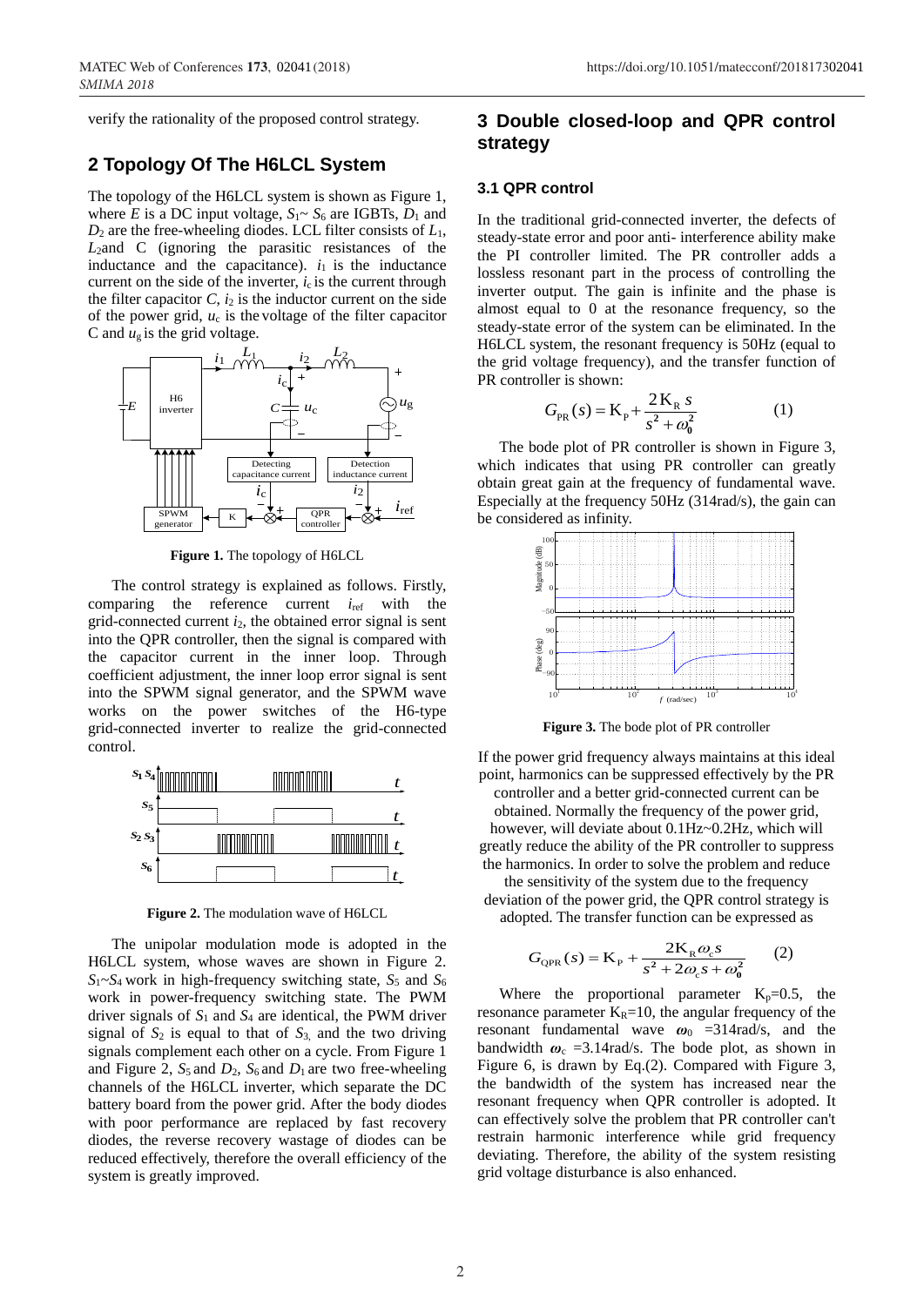verify the rationality of the proposed control strategy.

## 2 Topology Of The H6LCL System

The topology of the H6LCL system is shown as Figure 1, where $E$ is a DC input voltage, $S_1$~ $S_6$ are IGBTs, $D_1$ and $D_2$ are the free-wheeling diodes. LCL filter consists of $L_1$, $L_2$and C (ignoring the parasitic resistances of the inductance and the capacitance). $i_1$ is the inductance current on the side of the inverter, $i_c$ is the current through the filter capacitor $C$, $i_2$ is the inductor current on the side of the power grid, $u_c$ is the voltage of the filter capacitor C and $u_g$ is the grid voltage.

**Figure 1.** The topology of H6LCL

The control strategy is explained as follows. Firstly, comparing the reference current $i_{ref}$ with the grid-connected current $i_2$, the obtained error signal is sent into the QPR controller, then the signal is compared with the capacitor current in the inner loop. Through coefficient adjustment, the inner loop error signal is sent into the SPWM signal generator, and the SPWM wave works on the power switches of the H6-type grid-connected inverter to realize the grid-connected control.

**Figure 2.** The modulation wave of H6LCL

The unipolar modulation mode is adopted in the H6LCL system, whose waves are shown in Figure 2. $S_1$~$S_4$ work in high-frequency switching state, $S_5$ and $S_6$ work in power-frequency switching state. The PWM driver signals of $S_1$ and $S_4$ are identical, the PWM driver signal of $S_2$ is equal to that of $S_3$, and the two driving signals complement each other on a cycle. From Figure 1 and Figure 2, $S_5$ and $D_2$, $S_6$ and $D_1$ are two free-wheeling channels of the H6LCL inverter, which separate the DC battery board from the power grid. After the body diodes with poor performance are replaced by fast recovery diodes, the reverse recovery wastage of diodes can be reduced effectively, therefore the overall efficiency of the system is greatly improved.

## 3 Double closed-loop and QPR control strategy

### 3.1 QPR control

In the traditional grid-connected inverter, the defects of steady-state error and poor anti- interference ability make the PI controller limited. The PR controller adds a lossless resonant part in the process of controlling the inverter output. The gain is infinite and the phase is almost equal to 0 at the resonance frequency, so the steady-state error of the system can be eliminated. In the H6LCL system, the resonant frequency is 50Hz (equal to the grid voltage frequency), and the transfer function of PR controller is shown:

$$G_{PR}(s) = K_P + \frac{2K_R s}{s^2 + \omega_0^2} \quad (1)$$

The bode plot of PR controller is shown in Figure 3, which indicates that using PR controller can greatly obtain great gain at the frequency of fundamental wave. Especially at the frequency 50Hz (314rad/s), the gain can be considered as infinity.

**Figure 3.** The bode plot of PR controller

If the power grid frequency always maintains at this ideal point, harmonics can be suppressed effectively by the PR controller and a better grid-connected current can be obtained. Normally the frequency of the power grid, however, will deviate about 0.1Hz~0.2Hz, which will greatly reduce the ability of the PR controller to suppress the harmonics. In order to solve the problem and reduce the sensitivity of the system due to the frequency deviation of the power grid, the QPR control strategy is adopted. The transfer function can be expressed as

$$G_{QPR}(s) = K_P + \frac{2K_R \omega_c s}{s^2 + 2\omega_c s + \omega_0^2} \quad (2)$$

Where the proportional parameter $K_p$=0.5, the resonance parameter $K_R$=10, the angular frequency of the resonant fundamental wave $\omega_0$ =314rad/s, and the bandwidth $\omega_c$ =3.14rad/s. The bode plot, as shown in Figure 6, is drawn by Eq.(2). Compared with Figure 3, the bandwidth of the system has increased near the resonant frequency when QPR controller is adopted. It can effectively solve the problem that PR controller can't restrain harmonic interference while grid frequency deviating. Therefore, the ability of the system resisting grid voltage disturbance is also enhanced.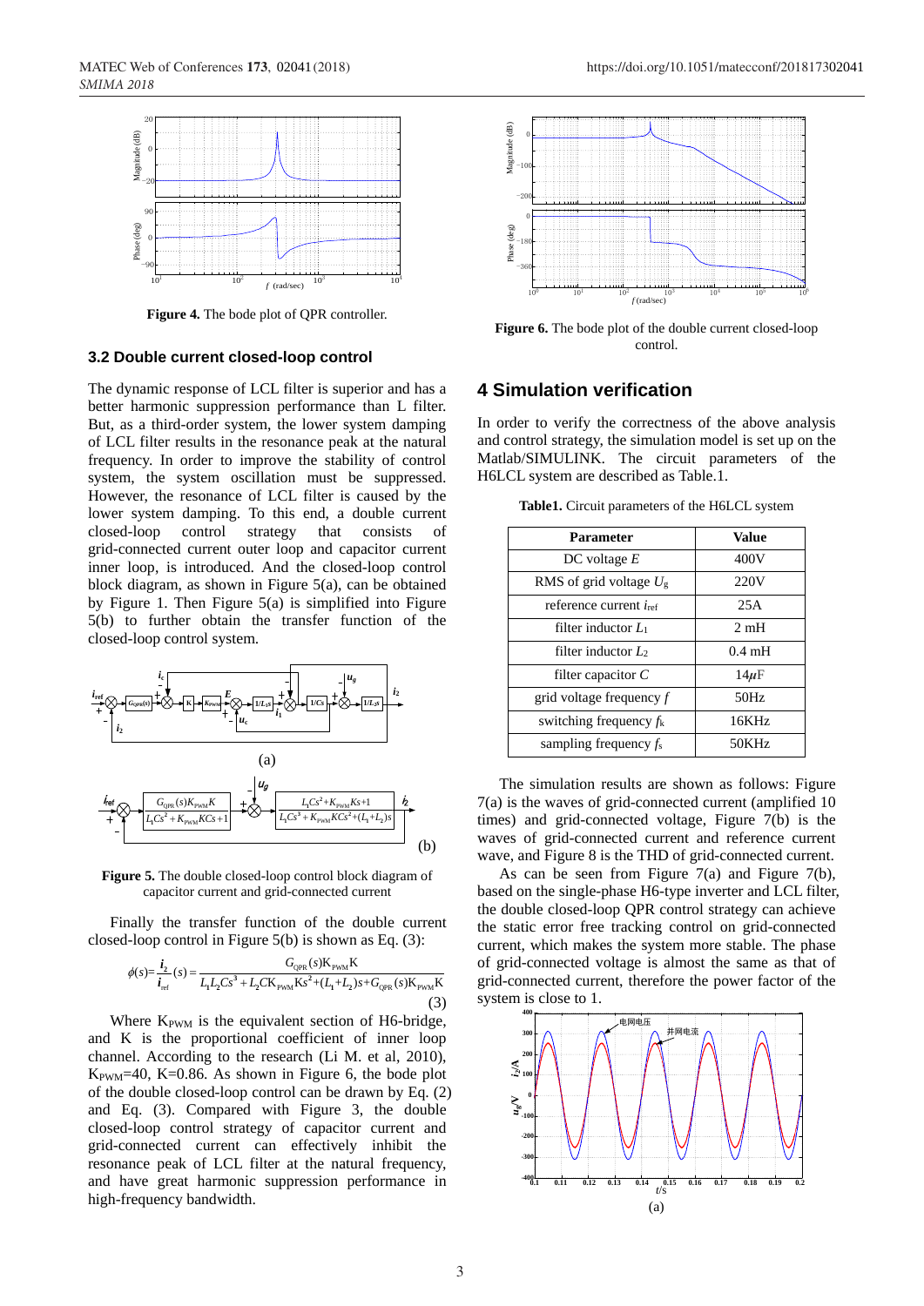Figure 4. The bode plot of QPR controller.

### 3.2 Double current closed-loop control

The dynamic response of LCL filter is superior and has a better harmonic suppression performance than L filter. But, as a third-order system, the lower system damping of LCL filter results in the resonance peak at the natural frequency. In order to improve the stability of control system, the system oscillation must be suppressed. However, the resonance of LCL filter is caused by the lower system damping. To this end, a double current closed-loop control strategy that consists of grid-connected current outer loop and capacitor current inner loop, is introduced. And the double closed-loop control block diagram, as shown in Figure 5(a), can be obtained by Figure 1. Then Figure 5(a) is simplified into Figure 5(b) to further obtain the transfer function of the closed-loop control system.

Figure 5. The double closed-loop control block diagram of capacitor current and grid-connected current

Finally the transfer function of the double current closed-loop control in Figure 5(b) is shown as Eq. (3):

$$\phi(s)=\frac{i_2}{i_{ref}}(s)=\frac{G_{QPR}(s)K_{PWM}K}{L_1L_2Cs^3+L_2CK_{PWM}Ks^2+(L_1+L_2)s+G_{QPR}(s)K_{PWM}K} \tag{3}$$

Where $K_{PWM}$ is the equivalent section of H6-bridge, and K is the proportional coefficient of inner loop channel. According to the research (Li M. et al, 2010), $K_{PWM}$=40, K=0.86. As shown in Figure 6, the bode plot of the double closed-loop control can be drawn by Eq. (2) and Eq. (3). Compared with Figure 3, the double closed-loop control strategy of capacitor current and grid-connected current can effectively inhibit the resonance peak of LCL filter at the natural frequency, and have great harmonic suppression performance in high-frequency bandwidth.

Figure 6. The bode plot of the double current closed-loop control.

## 4 Simulation verification

In order to verify the correctness of the above analysis and control strategy, the simulation model is set up on the Matlab/SIMULINK. The circuit parameters of the H6LCL system are described as Table.1.

**Table1.** Circuit parameters of the H6LCL system

| Parameter | Value |
|---|---|
| DC voltage $E$ | 400V |
| RMS of grid voltage $U_g$ | 220V |
| reference current $i_{ref}$ | 25A |
| filter inductor $L_1$ | 2 mH |
| filter inductor $L_2$ | 0.4 mH |
| filter capacitor $C$ | 14$\mu$F |
| grid voltage frequency $f$ | 50Hz |
| switching frequency $f_k$ | 16KHz |
| sampling frequency $f_s$ | 50KHz |

The simulation results are shown as follows: Figure 7(a) is the waves of grid-connected current (amplified 10 times) and grid-connected voltage, Figure 7(b) is the waves of grid-connected current and reference current wave, and Figure 8 is the THD of grid-connected current.

As can be seen from Figure 7(a) and Figure 7(b), based on the single-phase H6-type inverter and LCL filter, the double closed-loop QPR control strategy can achieve the static error free tracking control on grid-connected current, which makes the system more stable. The phase of grid-connected voltage is almost the same as that of grid-connected current, therefore the power factor of the system is close to 1.

(a)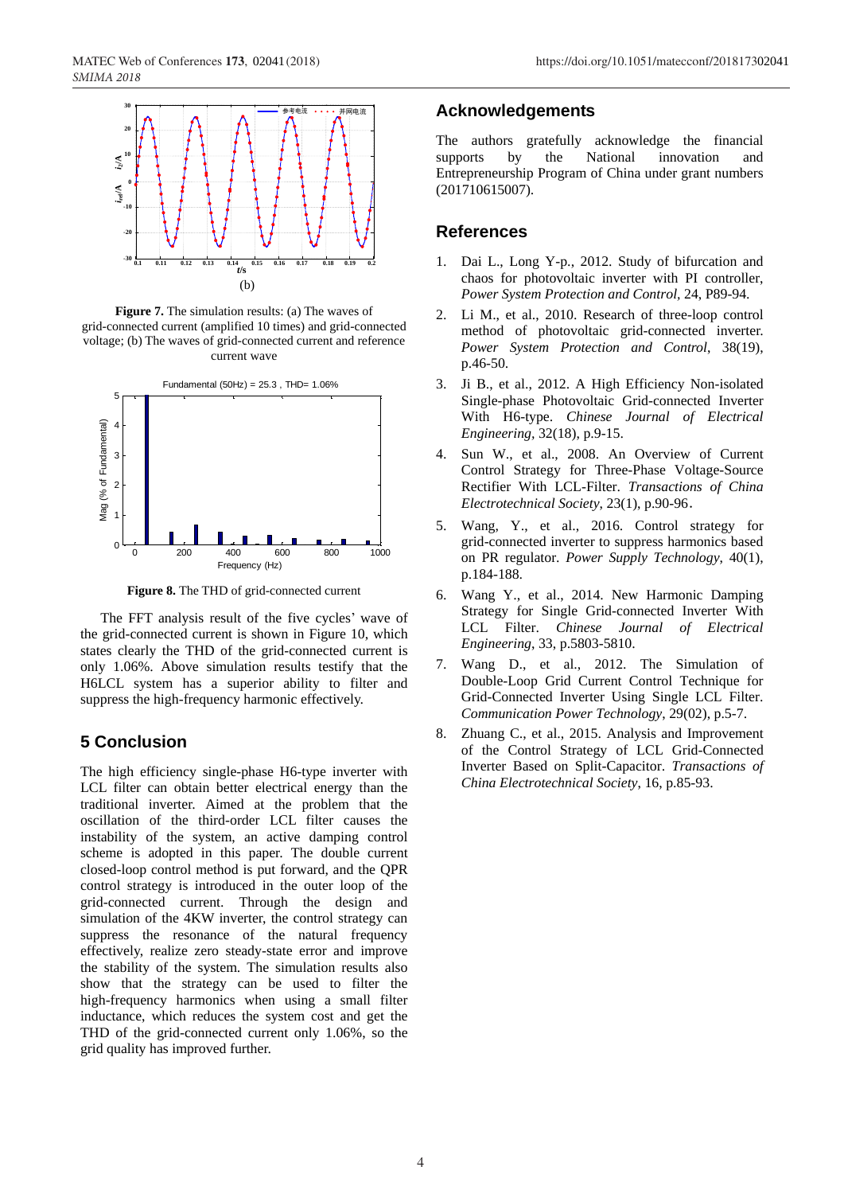30
20
10
0
-10
-20
-30
$i_{ref}$/A $i_2$/A
0.1 0.11 0.12 0.13 0.14 0.15 0.16 0.17 0.18 0.19 0.2
t/s
参考电流 并网电流

(b)

**Figure 7.** The simulation results: (a) The waves of grid-connected current (amplified 10 times) and grid-connected voltage; (b) The waves of grid-connected current and reference current wave

Fundamental (50Hz) = 25.3 , THD= 1.06%
Mag (% of Fundamental)
5
4
3
2
1
0
0 200 400 600 800 1000
Frequency (Hz)

**Figure 8.** The THD of grid-connected current

The FFT analysis result of the five cycles' wave of the grid-connected current is shown in Figure 10, which states clearly the THD of the grid-connected current is only 1.06%. Above simulation results testify that the H6LCL system has a superior ability to filter and suppress the high-frequency harmonic effectively.

## 5 Conclusion

The high efficiency single-phase H6-type inverter with LCL filter can obtain better electrical energy than the traditional inverter. Aimed at the problem that the oscillation of the third-order LCL filter causes the instability of the system, an active damping control scheme is adopted in this paper. The double current closed-loop control method is put forward, and the QPR control strategy is introduced in the outer loop of the grid-connected current. Through the design and simulation of the 4KW inverter, the control strategy can suppress the resonance of the natural frequency effectively, realize zero steady-state error and improve the stability of the system. The simulation results also show that the strategy can be used to filter the high-frequency harmonics when using a small filter inductance, which reduces the system cost and get the THD of the grid-connected current only 1.06%, so the grid quality has improved further.

## Acknowledgements

The authors gratefully acknowledge the financial supports by the National innovation and Entrepreneurship Program of China under grant numbers (201710615007).

## References

1. Dai L., Long Y-p., 2012. Study of bifurcation and chaos for photovoltaic inverter with PI controller, *Power System Protection and Control*, 24, P89-94.
2. Li M., et al., 2010. Research of three-loop control method of photovoltaic grid-connected inverter. *Power System Protection and Control*, 38(19), p.46-50.
3. Ji B., et al., 2012. A High Efficiency Non-isolated Single-phase Photovoltaic Grid-connected Inverter With H6-type. *Chinese Journal of Electrical Engineering*, 32(18), p.9-15.
4. Sun W., et al., 2008. An Overview of Current Control Strategy for Three-Phase Voltage-Source Rectifier With LCL-Filter. *Transactions of China Electrotechnical Society*, 23(1), p.90-96.
5. Wang, Y., et al., 2016. Control strategy for grid-connected inverter to suppress harmonics based on PR regulator. *Power Supply Technology*, 40(1), p.184-188.
6. Wang Y., et al., 2014. New Harmonic Damping Strategy for Single Grid-connected Inverter With LCL Filter. *Chinese Journal of Electrical Engineering*, 33, p.5803-5810.
7. Wang D., et al., 2012. The Simulation of Double-Loop Grid Current Control Technique for Grid-Connected Inverter Using Single LCL Filter. *Communication Power Technology*, 29(02), p.5-7.
8. Zhuang C., et al., 2015. Analysis and Improvement of the Control Strategy of LCL Grid-Connected Inverter Based on Split-Capacitor. *Transactions of China Electrotechnical Society*, 16, p.85-93.